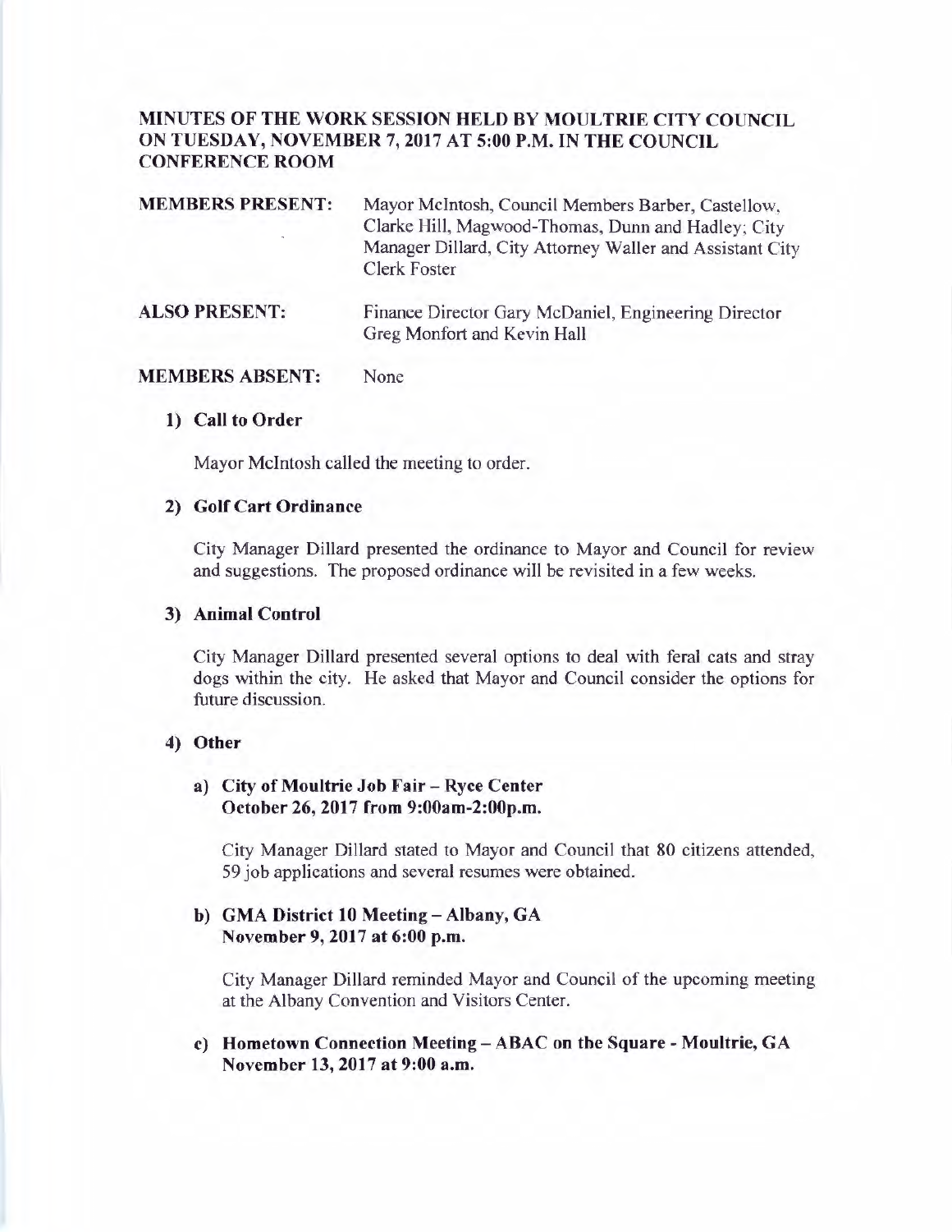# MINUTES OF THE WORK SESSION HELD BY MOULTRIE CITY COUNCIL ON TUESDAY, NOVEMBER 7, 2017 AT 5:00 P.M. IN THE COUNCIL CONFERENCE ROOM

| | |
|---|---|
| **MEMBERS PRESENT:** | Mayor McIntosh, Council Members Barber, Castellow, Clarke Hill, Magwood-Thomas, Dunn and Hadley; City Manager Dillard, City Attorney Waller and Assistant City Clerk Foster |
| **ALSO PRESENT:** | Finance Director Gary McDaniel, Engineering Director Greg Monfort and Kevin Hall |
| **MEMBERS ABSENT:** | None |

1) **Call to Order**

   Mayor McIntosh called the meeting to order.

2) **Golf Cart Ordinance**

   City Manager Dillard presented the ordinance to Mayor and Council for review and suggestions. The proposed ordinance will be revisited in a few weeks.

3) **Animal Control**

   City Manager Dillard presented several options to deal with feral cats and stray dogs within the city. He asked that Mayor and Council consider the options for future discussion.

4) **Other**

   a) **City of Moultrie Job Fair – Ryce Center October 26, 2017 from 9:00am-2:00p.m.**

      City Manager Dillard stated to Mayor and Council that 80 citizens attended, 59 job applications and several resumes were obtained.

   b) **GMA District 10 Meeting – Albany, GA November 9, 2017 at 6:00 p.m.**

      City Manager Dillard reminded Mayor and Council of the upcoming meeting at the Albany Convention and Visitors Center.

   c) **Hometown Connection Meeting – ABAC on the Square - Moultrie, GA November 13, 2017 at 9:00 a.m.**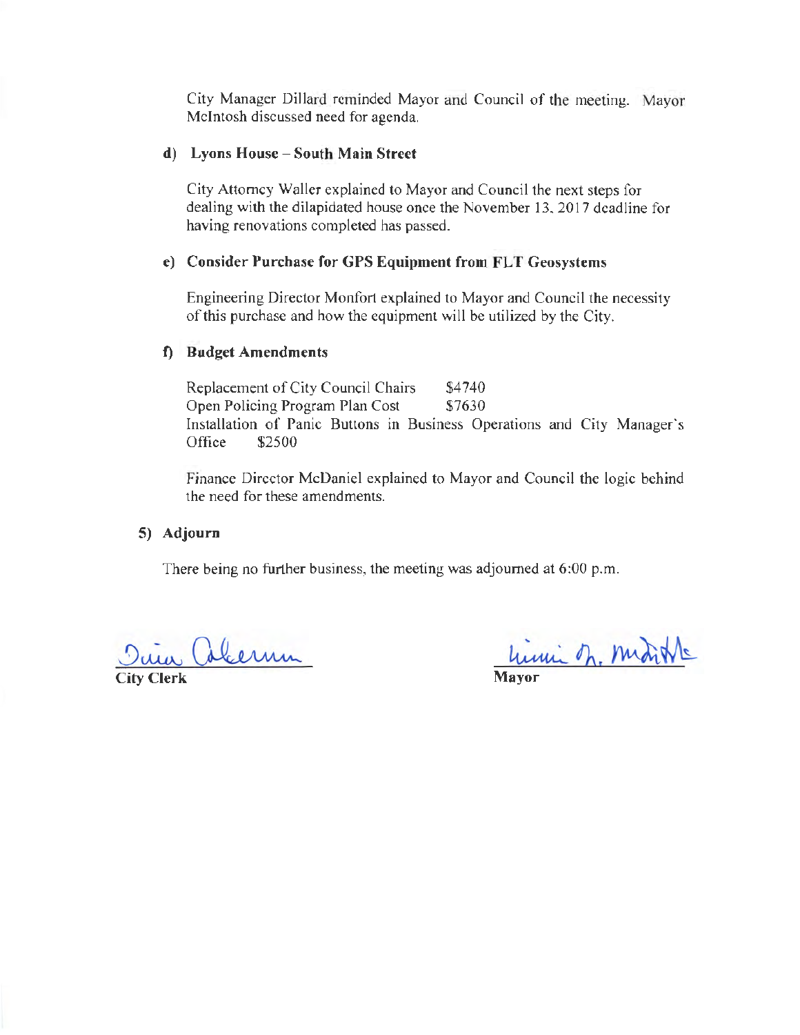City Manager Dillard reminded Mayor and Council of the meeting. Mayor McIntosh discussed need for agenda.

**d) Lyons House – South Main Street**

City Attorney Waller explained to Mayor and Council the next steps for dealing with the dilapidated house once the November 13, 2017 deadline for having renovations completed has passed.

**e) Consider Purchase for GPS Equipment from FLT Geosystems**

Engineering Director Monfort explained to Mayor and Council the necessity of this purchase and how the equipment will be utilized by the City.

**f) Budget Amendments**

Replacement of City Council Chairs $4740
Open Policing Program Plan Cost $7630
Installation of Panic Buttons in Business Operations and City Manager's Office $2500

Finance Director McDaniel explained to Mayor and Council the logic behind the need for these amendments.

**5) Adjourn**

There being no further business, the meeting was adjourned at 6:00 p.m.

**City Clerk**

**Mayor**